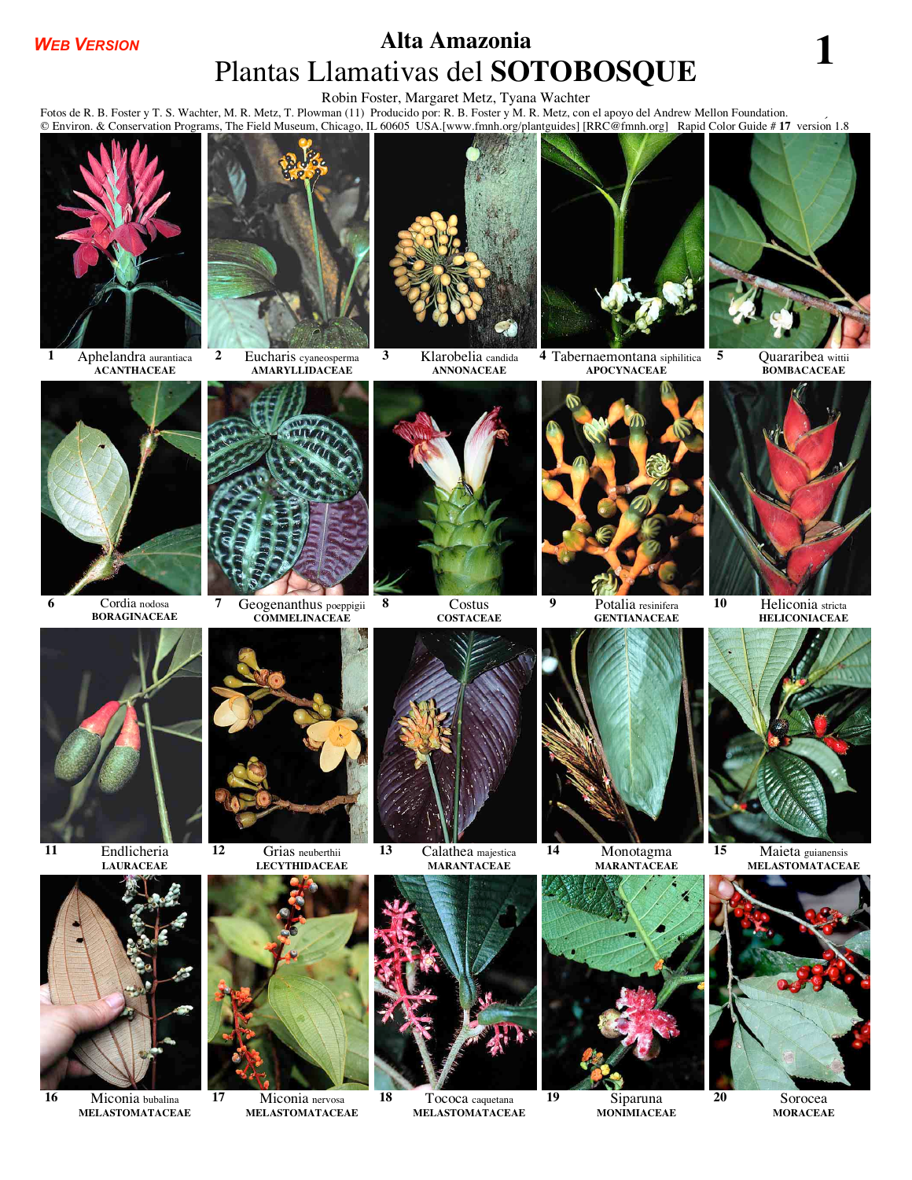WEB VERSION

# Alta Amazonia
## Plantas Llamativas del SOTOBOSQUE

Robin Foster, Margaret Metz, Tyana Wachter

Fotos de R. B. Foster y T. S. Wachter, M. R. Metz, T. Plowman (11) Producido por: R. B. Foster y M. R. Metz, con el apoyo del Andrew Mellon Foundation.
© Environ. & Conservation Programs, The Field Museum, Chicago, IL 60605 USA.[www.fmnh.org/plantguides] [RRC@fmnh.org] Rapid Color Guide # **17** version 1.8

1 Aphelandra aurantiaca
**ACANTHACEAE**

2 Eucharis cyaneosperma
**AMARYLLIDACEAE**

3 Klarobelia candida
**ANNONACEAE**

4 Tabernaemontana siphilitica
**APOCYNACEAE**

5 Quararibea wittii
**BOMBACACEAE**

6 Cordia nodosa
**BORAGINACEAE**

7 Geogenanthus poeppigii
**COMMELINACEAE**

8 Costus
**COSTACEAE**

9 Potalia resinifera
**GENTIANACEAE**

10 Heliconia stricta
**HELICONIACEAE**

11 Endlicheria
**LAURACEAE**

12 Grias neuberthii
**LECYTHIDACEAE**

13 Calathea majestica
**MARANTACEAE**

14 Monotagma
**MARANTACEAE**

15 Maieta guianensis
**MELASTOMATACEAE**

16 Miconia bubalina
**MELASTOMATACEAE**

17 Miconia nervosa
**MELASTOMATACEAE**

18 Tococa caquetana
**MELASTOMATACEAE**

19 Siparuna
**MONIMIACEAE**

20 Sorocea
**MORACEAE**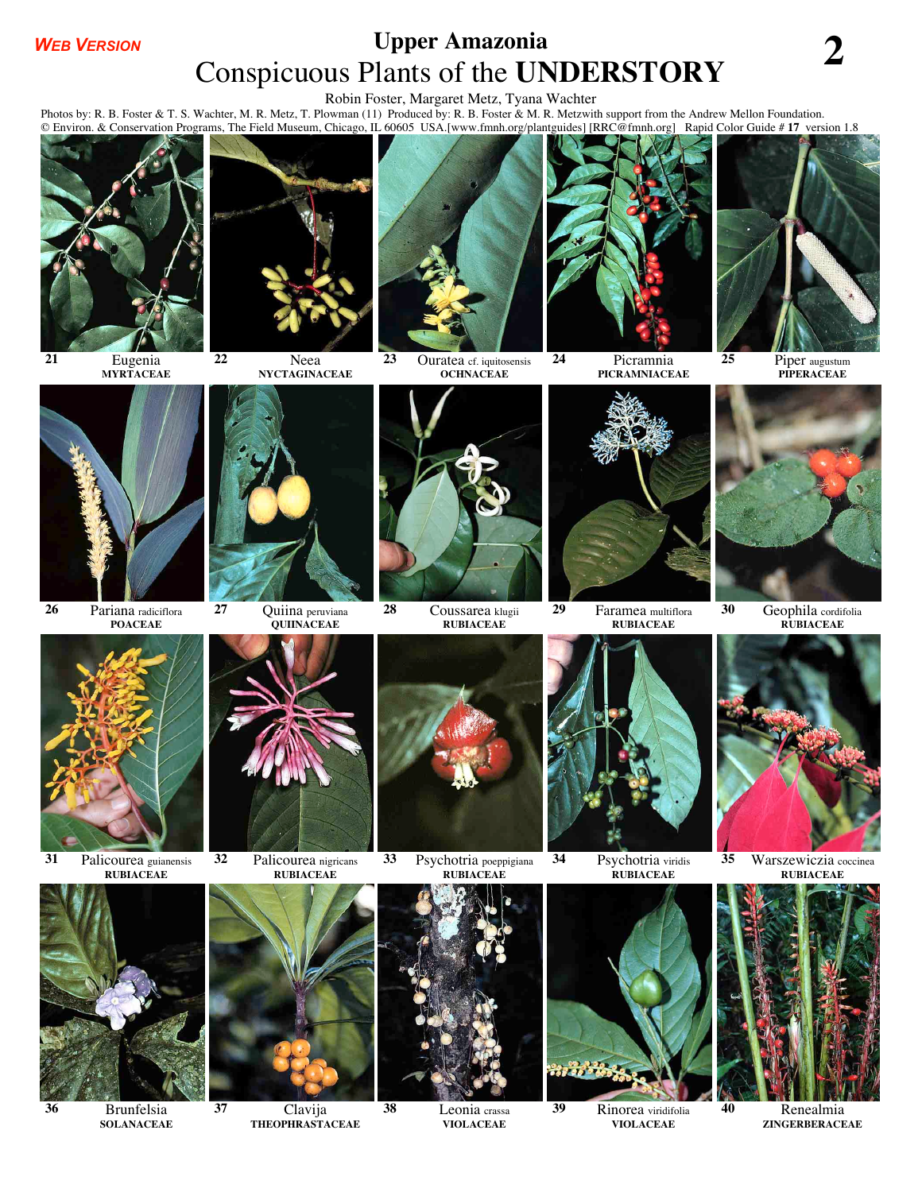**WEB VERSION**

# Upper Amazonia
## Conspicuous Plants of the UNDERSTORY

2

Robin Foster, Margaret Metz, Tyana Wachter

Photos by: R. B. Foster & T. S. Wachter, M. R. Metz, T. Plowman (11) Produced by: R. B. Foster & M. R. Metzwith support from the Andrew Mellon Foundation.
© Environ. & Conservation Programs, The Field Museum, Chicago, IL 60605 USA.[www.fmnh.org/plantguides] [RRC@fmnh.org] Rapid Color Guide # **17** version 1.8

21 Eugenia
MYRTACEAE

22 Neea
NYCTAGINACEAE

23 Ouratea cf. iquitosensis
OCHNACEAE

24 Picramnia
PICRAMNIACEAE

25 Piper augustum
PIPERACEAE

26 Pariana radiciflora
POACEAE

27 Quiina peruviana
QUIINACEAE

28 Coussarea klugii
RUBIACEAE

29 Faramea multiflora
RUBIACEAE

30 Geophila cordifolia
RUBIACEAE

31 Palicourea guianensis
RUBIACEAE

32 Palicourea nigricans
RUBIACEAE

33 Psychotria poeppigiana
RUBIACEAE

34 Psychotria viridis
RUBIACEAE

35 Warszewiczia coccinea
RUBIACEAE

36 Brunfelsia
SOLANACEAE

37 Clavija
THEOPHRASTACEAE

38 Leonia crassa
VIOLACEAE

39 Rinorea viridifolia
VIOLACEAE

40 Renealmia
ZINGERBERACEAE